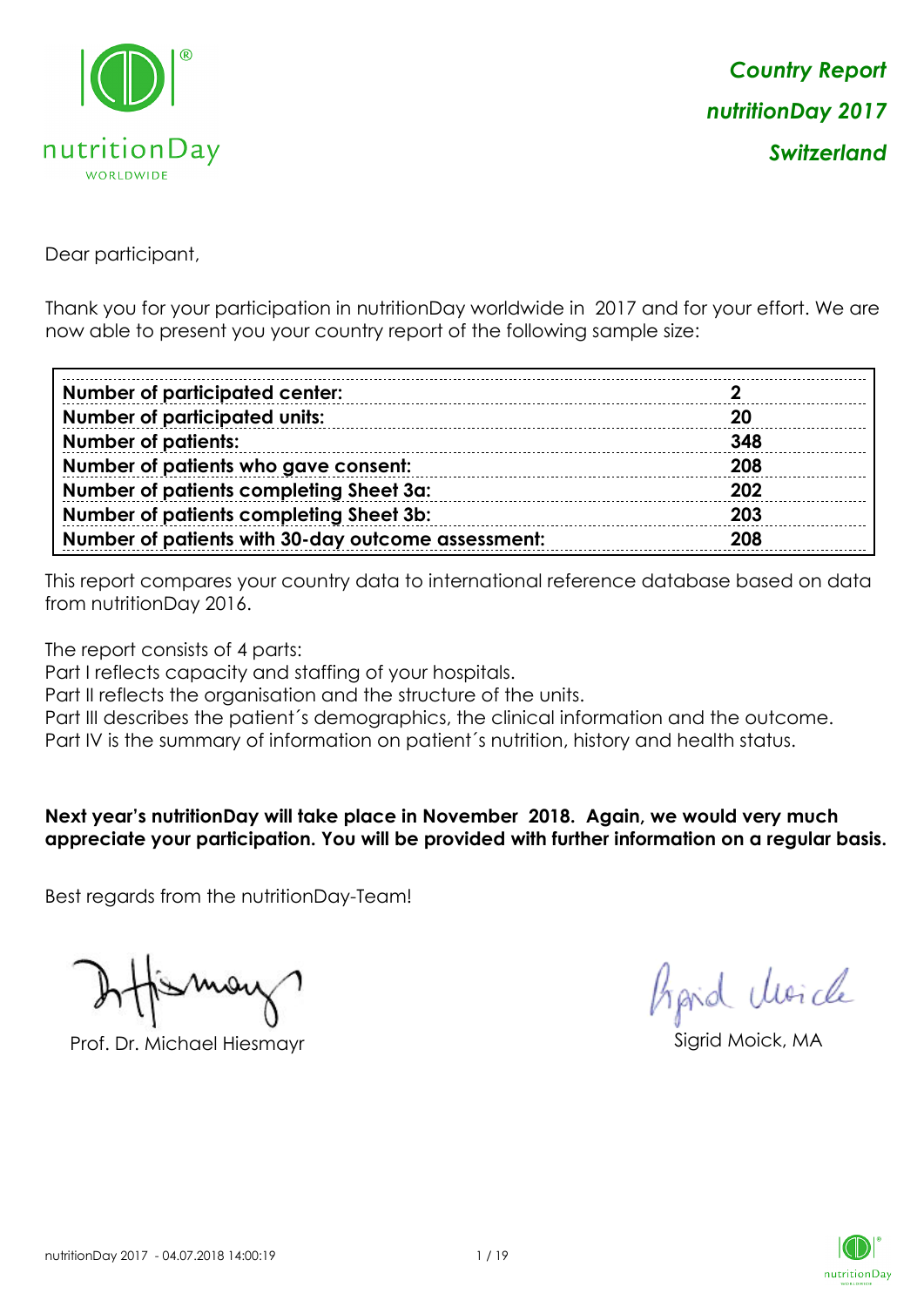***Country Report***

***nutritionDay 2017***

***Switzerland***

Dear participant,

Thank you for your participation in nutritionDay worldwide in 2017 and for your effort. We are now able to present you your country report of the following sample size:

| | |
|---|---|
| **Number of participated center:** | **2** |
| **Number of participated units:** | **20** |
| **Number of patients:** | **348** |
| **Number of patients who gave consent:** | **208** |
| **Number of patients completing Sheet 3a:** | **202** |
| **Number of patients completing Sheet 3b:** | **203** |
| **Number of patients with 30-day outcome assessment:** | **208** |

This report compares your country data to international reference database based on data from nutritionDay 2016.

The report consists of 4 parts:
Part I reflects capacity and staffing of your hospitals.
Part II reflects the organisation and the structure of the units.
Part III describes the patient´s demographics, the clinical information and the outcome.
Part IV is the summary of information on patient´s nutrition, history and health status.

**Next year's nutritionDay will take place in November 2018. Again, we would very much appreciate your participation. You will be provided with further information on a regular basis.**

Best regards from the nutritionDay-Team!

Prof. Dr. Michael Hiesmayr

Sigrid Moick, MA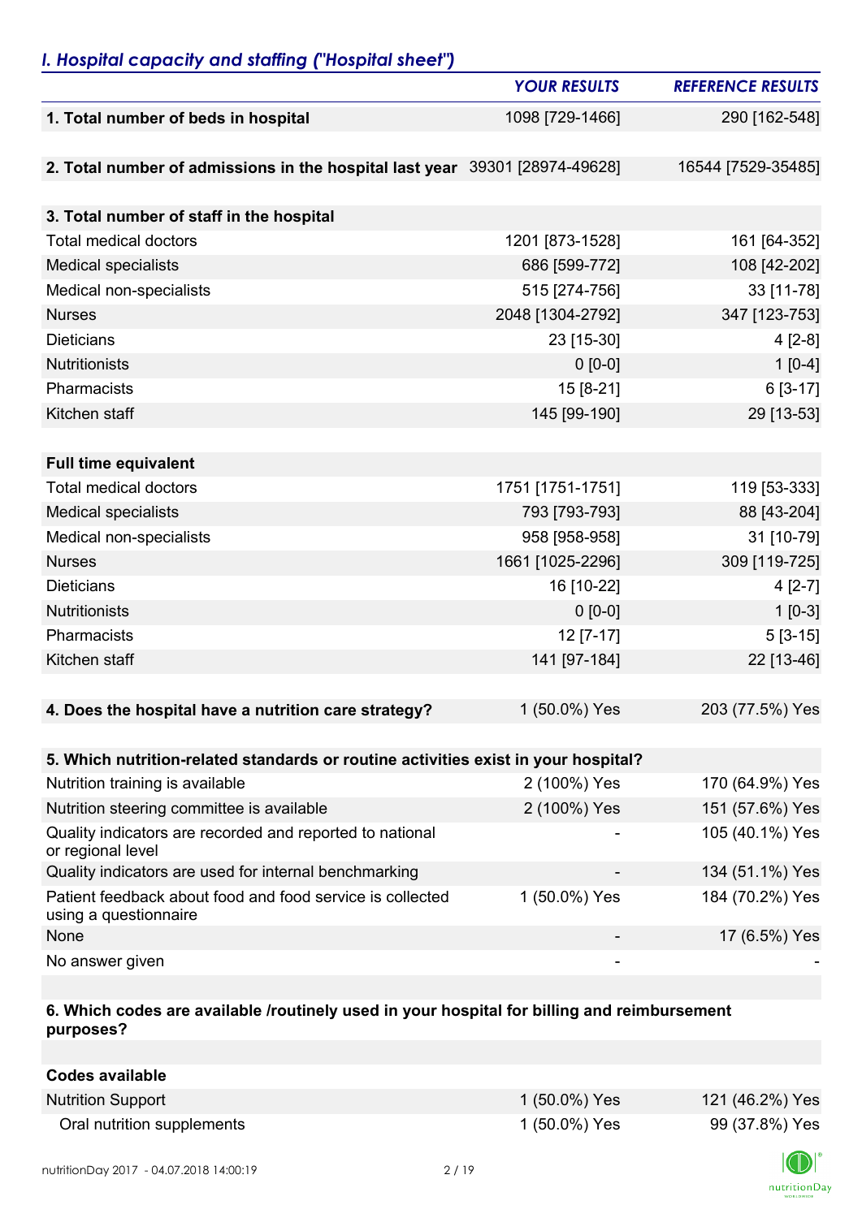## *I. Hospital capacity and staffing ("Hospital sheet")*

| | *YOUR RESULTS* | *REFERENCE RESULTS* |
|---|---|---|
| **1. Total number of beds in hospital** | 1098 [729-1466] | 290 [162-548] |
| **2. Total number of admissions in the hospital last year** | 39301 [28974-49628] | 16544 [7529-35485] |
| **3. Total number of staff in the hospital** | | |
| Total medical doctors | 1201 [873-1528] | 161 [64-352] |
| Medical specialists | 686 [599-772] | 108 [42-202] |
| Medical non-specialists | 515 [274-756] | 33 [11-78] |
| Nurses | 2048 [1304-2792] | 347 [123-753] |
| Dieticians | 23 [15-30] | 4 [2-8] |
| Nutritionists | 0 [0-0] | 1 [0-4] |
| Pharmacists | 15 [8-21] | 6 [3-17] |
| Kitchen staff | 145 [99-190] | 29 [13-53] |
| **Full time equivalent** | | |
| Total medical doctors | 1751 [1751-1751] | 119 [53-333] |
| Medical specialists | 793 [793-793] | 88 [43-204] |
| Medical non-specialists | 958 [958-958] | 31 [10-79] |
| Nurses | 1661 [1025-2296] | 309 [119-725] |
| Dieticians | 16 [10-22] | 4 [2-7] |
| Nutritionists | 0 [0-0] | 1 [0-3] |
| Pharmacists | 12 [7-17] | 5 [3-15] |
| Kitchen staff | 141 [97-184] | 22 [13-46] |
| **4. Does the hospital have a nutrition care strategy?** | 1 (50.0%) Yes | 203 (77.5%) Yes |
| **5. Which nutrition-related standards or routine activities exist in your hospital?** | | |
| Nutrition training is available | 2 (100%) Yes | 170 (64.9%) Yes |
| Nutrition steering committee is available | 2 (100%) Yes | 151 (57.6%) Yes |
| Quality indicators are recorded and reported to national or regional level | - | 105 (40.1%) Yes |
| Quality indicators are used for internal benchmarking | - | 134 (51.1%) Yes |
| Patient feedback about food and food service is collected using a questionnaire | 1 (50.0%) Yes | 184 (70.2%) Yes |
| None | - | 17 (6.5%) Yes |
| No answer given | - | - |
| **6. Which codes are available /routinely used in your hospital for billing and reimbursement purposes?** | | |
| **Codes available** | | |
| Nutrition Support | 1 (50.0%) Yes | 121 (46.2%) Yes |
| Oral nutrition supplements | 1 (50.0%) Yes | 99 (37.8%) Yes |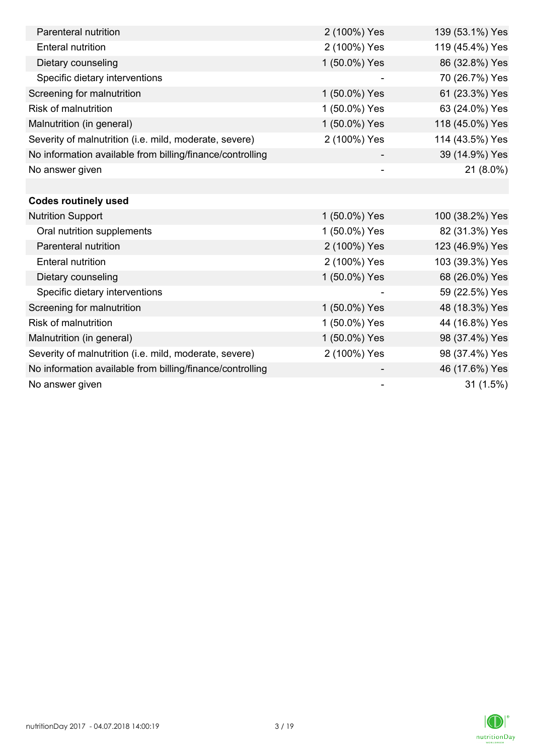| | | |
|---|---|---|
| Parenteral nutrition | 2 (100%) Yes | 139 (53.1%) Yes |
| Enteral nutrition | 2 (100%) Yes | 119 (45.4%) Yes |
| Dietary counseling | 1 (50.0%) Yes | 86 (32.8%) Yes |
| Specific dietary interventions | - | 70 (26.7%) Yes |
| Screening for malnutrition | 1 (50.0%) Yes | 61 (23.3%) Yes |
| Risk of malnutrition | 1 (50.0%) Yes | 63 (24.0%) Yes |
| Malnutrition (in general) | 1 (50.0%) Yes | 118 (45.0%) Yes |
| Severity of malnutrition (i.e. mild, moderate, severe) | 2 (100%) Yes | 114 (43.5%) Yes |
| No information available from billing/finance/controlling | - | 39 (14.9%) Yes |
| No answer given | - | 21 (8.0%) |
| | | |
| **Codes routinely used** | | |
| Nutrition Support | 1 (50.0%) Yes | 100 (38.2%) Yes |
| Oral nutrition supplements | 1 (50.0%) Yes | 82 (31.3%) Yes |
| Parenteral nutrition | 2 (100%) Yes | 123 (46.9%) Yes |
| Enteral nutrition | 2 (100%) Yes | 103 (39.3%) Yes |
| Dietary counseling | 1 (50.0%) Yes | 68 (26.0%) Yes |
| Specific dietary interventions | - | 59 (22.5%) Yes |
| Screening for malnutrition | 1 (50.0%) Yes | 48 (18.3%) Yes |
| Risk of malnutrition | 1 (50.0%) Yes | 44 (16.8%) Yes |
| Malnutrition (in general) | 1 (50.0%) Yes | 98 (37.4%) Yes |
| Severity of malnutrition (i.e. mild, moderate, severe) | 2 (100%) Yes | 98 (37.4%) Yes |
| No information available from billing/finance/controlling | - | 46 (17.6%) Yes |
| No answer given | - | 31 (1.5%) |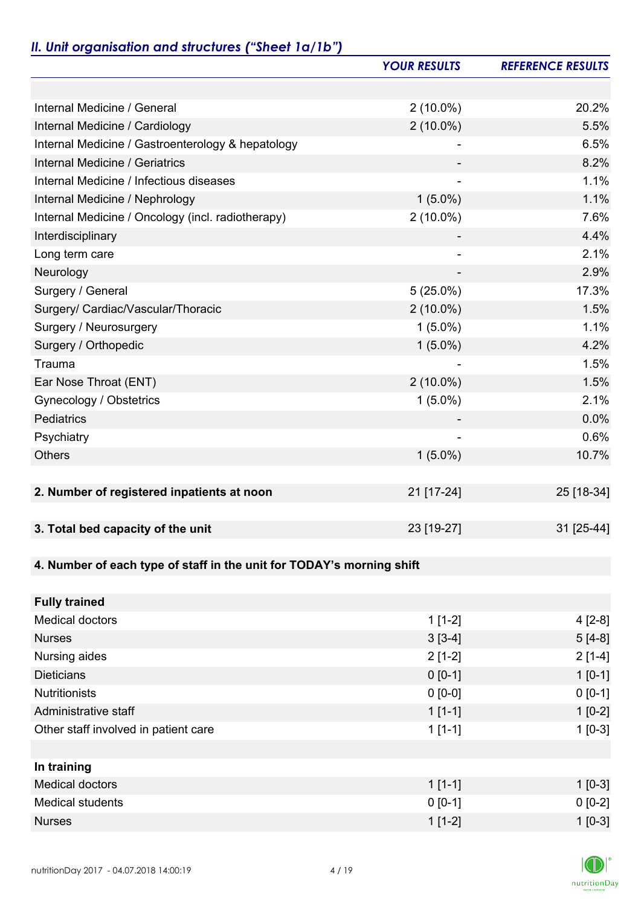## *II. Unit organisation and structures ("Sheet 1a/1b")*

| | *YOUR RESULTS* | *REFERENCE RESULTS* |
|---|---|---|
| | | |
| Internal Medicine / General | 2 (10.0%) | 20.2% |
| Internal Medicine / Cardiology | 2 (10.0%) | 5.5% |
| Internal Medicine / Gastroenterology & hepatology | - | 6.5% |
| Internal Medicine / Geriatrics | - | 8.2% |
| Internal Medicine / Infectious diseases | - | 1.1% |
| Internal Medicine / Nephrology | 1 (5.0%) | 1.1% |
| Internal Medicine / Oncology (incl. radiotherapy) | 2 (10.0%) | 7.6% |
| Interdisciplinary | - | 4.4% |
| Long term care | - | 2.1% |
| Neurology | - | 2.9% |
| Surgery / General | 5 (25.0%) | 17.3% |
| Surgery/ Cardiac/Vascular/Thoracic | 2 (10.0%) | 1.5% |
| Surgery / Neurosurgery | 1 (5.0%) | 1.1% |
| Surgery / Orthopedic | 1 (5.0%) | 4.2% |
| Trauma | - | 1.5% |
| Ear Nose Throat (ENT) | 2 (10.0%) | 1.5% |
| Gynecology / Obstetrics | 1 (5.0%) | 2.1% |
| Pediatrics | - | 0.0% |
| Psychiatry | - | 0.6% |
| Others | 1 (5.0%) | 10.7% |
| | | |
| **2. Number of registered inpatients at noon** | 21 [17-24] | 25 [18-34] |
| | | |
| **3. Total bed capacity of the unit** | 23 [19-27] | 31 [25-44] |
| | | |
| **4. Number of each type of staff in the unit for TODAY's morning shift** | | |
| | | |
| **Fully trained** | | |
| Medical doctors | 1 [1-2] | 4 [2-8] |
| Nurses | 3 [3-4] | 5 [4-8] |
| Nursing aides | 2 [1-2] | 2 [1-4] |
| Dieticians | 0 [0-1] | 1 [0-1] |
| Nutritionists | 0 [0-0] | 0 [0-1] |
| Administrative staff | 1 [1-1] | 1 [0-2] |
| Other staff involved in patient care | 1 [1-1] | 1 [0-3] |
| | | |
| **In training** | | |
| Medical doctors | 1 [1-1] | 1 [0-3] |
| Medical students | 0 [0-1] | 0 [0-2] |
| Nurses | 1 [1-2] | 1 [0-3] |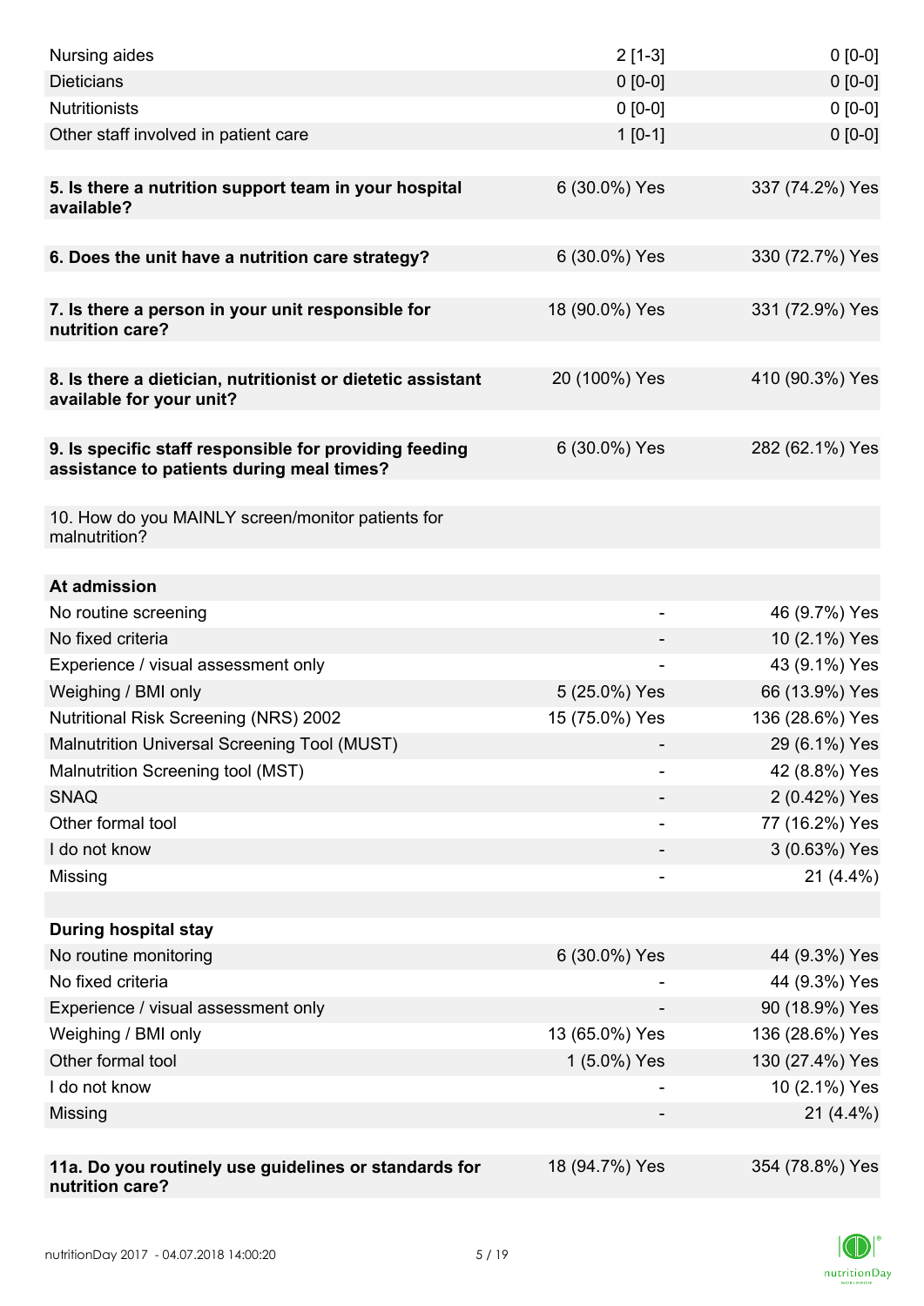| | | |
|---|---|---|
| Nursing aides | 2 [1-3] | 0 [0-0] |
| Dieticians | 0 [0-0] | 0 [0-0] |
| Nutritionists | 0 [0-0] | 0 [0-0] |
| Other staff involved in patient care | 1 [0-1] | 0 [0-0] |
| | | |
| **5. Is there a nutrition support team in your hospital available?** | 6 (30.0%) Yes | 337 (74.2%) Yes |
| | | |
| **6. Does the unit have a nutrition care strategy?** | 6 (30.0%) Yes | 330 (72.7%) Yes |
| | | |
| **7. Is there a person in your unit responsible for nutrition care?** | 18 (90.0%) Yes | 331 (72.9%) Yes |
| | | |
| **8. Is there a dietician, nutritionist or dietetic assistant available for your unit?** | 20 (100%) Yes | 410 (90.3%) Yes |
| | | |
| **9. Is specific staff responsible for providing feeding assistance to patients during meal times?** | 6 (30.0%) Yes | 282 (62.1%) Yes |
| | | |
| 10. How do you MAINLY screen/monitor patients for malnutrition? | | |
| | | |
| **At admission** | | |
| No routine screening | - | 46 (9.7%) Yes |
| No fixed criteria | - | 10 (2.1%) Yes |
| Experience / visual assessment only | - | 43 (9.1%) Yes |
| Weighing / BMI only | 5 (25.0%) Yes | 66 (13.9%) Yes |
| Nutritional Risk Screening (NRS) 2002 | 15 (75.0%) Yes | 136 (28.6%) Yes |
| Malnutrition Universal Screening Tool (MUST) | - | 29 (6.1%) Yes |
| Malnutrition Screening tool (MST) | - | 42 (8.8%) Yes |
| SNAQ | - | 2 (0.42%) Yes |
| Other formal tool | - | 77 (16.2%) Yes |
| I do not know | - | 3 (0.63%) Yes |
| Missing | - | 21 (4.4%) |
| | | |
| **During hospital stay** | | |
| No routine monitoring | 6 (30.0%) Yes | 44 (9.3%) Yes |
| No fixed criteria | - | 44 (9.3%) Yes |
| Experience / visual assessment only | - | 90 (18.9%) Yes |
| Weighing / BMI only | 13 (65.0%) Yes | 136 (28.6%) Yes |
| Other formal tool | 1 (5.0%) Yes | 130 (27.4%) Yes |
| I do not know | - | 10 (2.1%) Yes |
| Missing | - | 21 (4.4%) |
| | | |
| **11a. Do you routinely use guidelines or standards for nutrition care?** | 18 (94.7%) Yes | 354 (78.8%) Yes |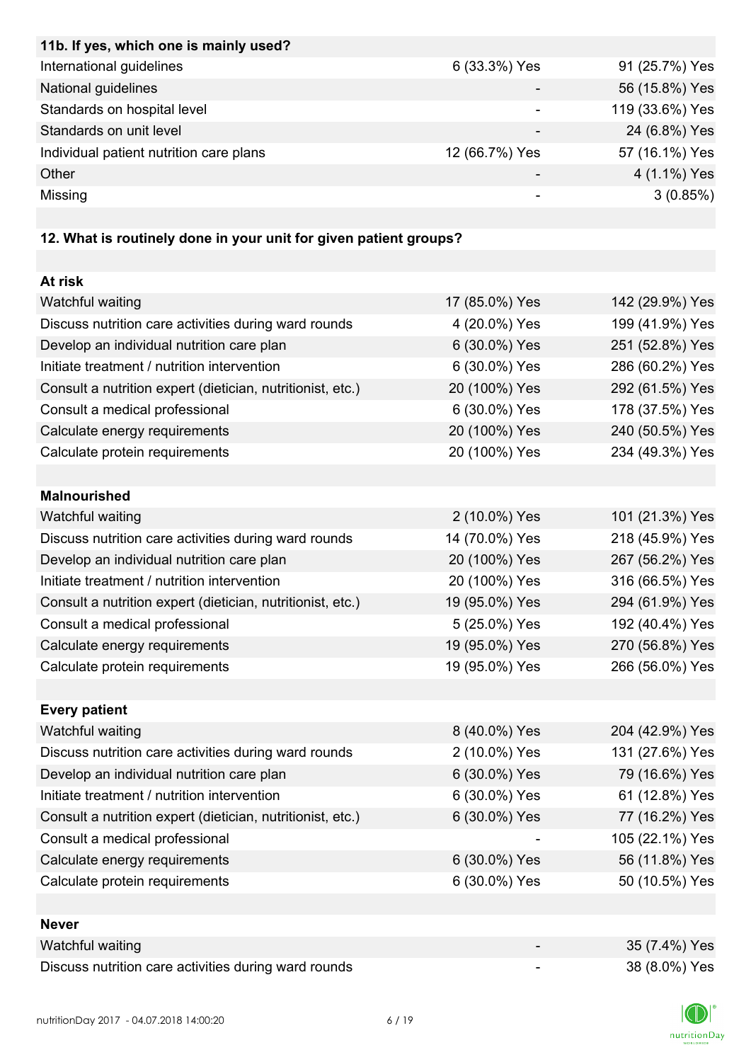| 11b. If yes, which one is mainly used? | | |
|---|---|---|
| International guidelines | 6 (33.3%) Yes | 91 (25.7%) Yes |
| National guidelines | - | 56 (15.8%) Yes |
| Standards on hospital level | - | 119 (33.6%) Yes |
| Standards on unit level | - | 24 (6.8%) Yes |
| Individual patient nutrition care plans | 12 (66.7%) Yes | 57 (16.1%) Yes |
| Other | - | 4 (1.1%) Yes |
| Missing | - | 3 (0.85%) |

| 12. What is routinely done in your unit for given patient groups? | | |
|---|---|---|
| **At risk** | | |
| Watchful waiting | 17 (85.0%) Yes | 142 (29.9%) Yes |
| Discuss nutrition care activities during ward rounds | 4 (20.0%) Yes | 199 (41.9%) Yes |
| Develop an individual nutrition care plan | 6 (30.0%) Yes | 251 (52.8%) Yes |
| Initiate treatment / nutrition intervention | 6 (30.0%) Yes | 286 (60.2%) Yes |
| Consult a nutrition expert (dietician, nutritionist, etc.) | 20 (100%) Yes | 292 (61.5%) Yes |
| Consult a medical professional | 6 (30.0%) Yes | 178 (37.5%) Yes |
| Calculate energy requirements | 20 (100%) Yes | 240 (50.5%) Yes |
| Calculate protein requirements | 20 (100%) Yes | 234 (49.3%) Yes |
| **Malnourished** | | |
| Watchful waiting | 2 (10.0%) Yes | 101 (21.3%) Yes |
| Discuss nutrition care activities during ward rounds | 14 (70.0%) Yes | 218 (45.9%) Yes |
| Develop an individual nutrition care plan | 20 (100%) Yes | 267 (56.2%) Yes |
| Initiate treatment / nutrition intervention | 20 (100%) Yes | 316 (66.5%) Yes |
| Consult a nutrition expert (dietician, nutritionist, etc.) | 19 (95.0%) Yes | 294 (61.9%) Yes |
| Consult a medical professional | 5 (25.0%) Yes | 192 (40.4%) Yes |
| Calculate energy requirements | 19 (95.0%) Yes | 270 (56.8%) Yes |
| Calculate protein requirements | 19 (95.0%) Yes | 266 (56.0%) Yes |
| **Every patient** | | |
| Watchful waiting | 8 (40.0%) Yes | 204 (42.9%) Yes |
| Discuss nutrition care activities during ward rounds | 2 (10.0%) Yes | 131 (27.6%) Yes |
| Develop an individual nutrition care plan | 6 (30.0%) Yes | 79 (16.6%) Yes |
| Initiate treatment / nutrition intervention | 6 (30.0%) Yes | 61 (12.8%) Yes |
| Consult a nutrition expert (dietician, nutritionist, etc.) | 6 (30.0%) Yes | 77 (16.2%) Yes |
| Consult a medical professional | - | 105 (22.1%) Yes |
| Calculate energy requirements | 6 (30.0%) Yes | 56 (11.8%) Yes |
| Calculate protein requirements | 6 (30.0%) Yes | 50 (10.5%) Yes |
| **Never** | | |
| Watchful waiting | - | 35 (7.4%) Yes |
| Discuss nutrition care activities during ward rounds | - | 38 (8.0%) Yes |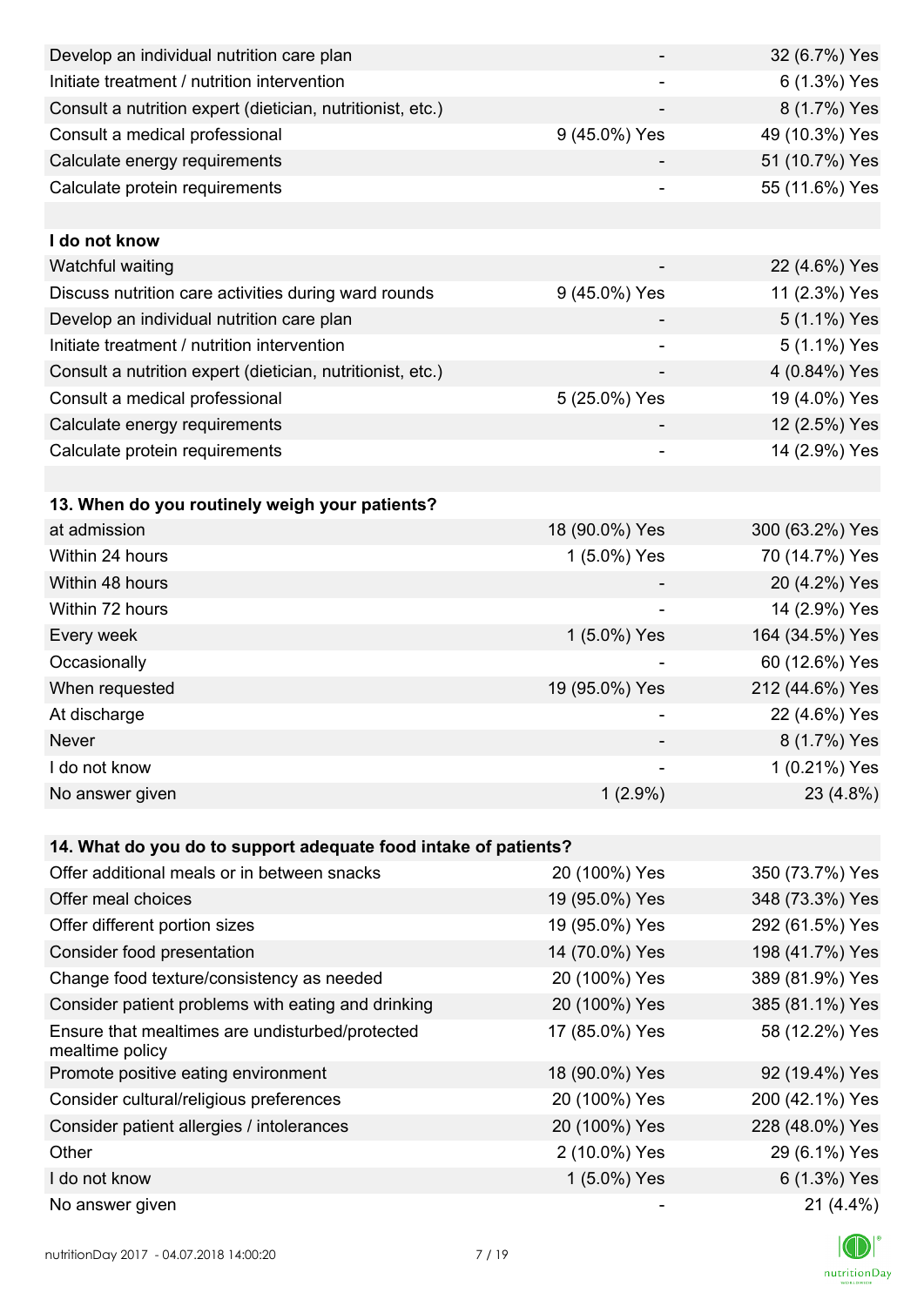| | | |
|---|---|---|
| Develop an individual nutrition care plan | - | 32 (6.7%) Yes |
| Initiate treatment / nutrition intervention | - | 6 (1.3%) Yes |
| Consult a nutrition expert (dietician, nutritionist, etc.) | - | 8 (1.7%) Yes |
| Consult a medical professional | 9 (45.0%) Yes | 49 (10.3%) Yes |
| Calculate energy requirements | - | 51 (10.7%) Yes |
| Calculate protein requirements | - | 55 (11.6%) Yes |
| | | |
| **I do not know** | | |
| Watchful waiting | - | 22 (4.6%) Yes |
| Discuss nutrition care activities during ward rounds | 9 (45.0%) Yes | 11 (2.3%) Yes |
| Develop an individual nutrition care plan | - | 5 (1.1%) Yes |
| Initiate treatment / nutrition intervention | - | 5 (1.1%) Yes |
| Consult a nutrition expert (dietician, nutritionist, etc.) | - | 4 (0.84%) Yes |
| Consult a medical professional | 5 (25.0%) Yes | 19 (4.0%) Yes |
| Calculate energy requirements | - | 12 (2.5%) Yes |
| Calculate protein requirements | - | 14 (2.9%) Yes |

| **13. When do you routinely weigh your patients?** | | |
|---|---|---|
| at admission | 18 (90.0%) Yes | 300 (63.2%) Yes |
| Within 24 hours | 1 (5.0%) Yes | 70 (14.7%) Yes |
| Within 48 hours | - | 20 (4.2%) Yes |
| Within 72 hours | - | 14 (2.9%) Yes |
| Every week | 1 (5.0%) Yes | 164 (34.5%) Yes |
| Occasionally | - | 60 (12.6%) Yes |
| When requested | 19 (95.0%) Yes | 212 (44.6%) Yes |
| At discharge | - | 22 (4.6%) Yes |
| Never | - | 8 (1.7%) Yes |
| I do not know | - | 1 (0.21%) Yes |
| No answer given | 1 (2.9%) | 23 (4.8%) |

| **14. What do you do to support adequate food intake of patients?** | | |
|---|---|---|
| Offer additional meals or in between snacks | 20 (100%) Yes | 350 (73.7%) Yes |
| Offer meal choices | 19 (95.0%) Yes | 348 (73.3%) Yes |
| Offer different portion sizes | 19 (95.0%) Yes | 292 (61.5%) Yes |
| Consider food presentation | 14 (70.0%) Yes | 198 (41.7%) Yes |
| Change food texture/consistency as needed | 20 (100%) Yes | 389 (81.9%) Yes |
| Consider patient problems with eating and drinking | 20 (100%) Yes | 385 (81.1%) Yes |
| Ensure that mealtimes are undisturbed/protected mealtime policy | 17 (85.0%) Yes | 58 (12.2%) Yes |
| Promote positive eating environment | 18 (90.0%) Yes | 92 (19.4%) Yes |
| Consider cultural/religious preferences | 20 (100%) Yes | 200 (42.1%) Yes |
| Consider patient allergies / intolerances | 20 (100%) Yes | 228 (48.0%) Yes |
| Other | 2 (10.0%) Yes | 29 (6.1%) Yes |
| I do not know | 1 (5.0%) Yes | 6 (1.3%) Yes |
| No answer given | - | 21 (4.4%) |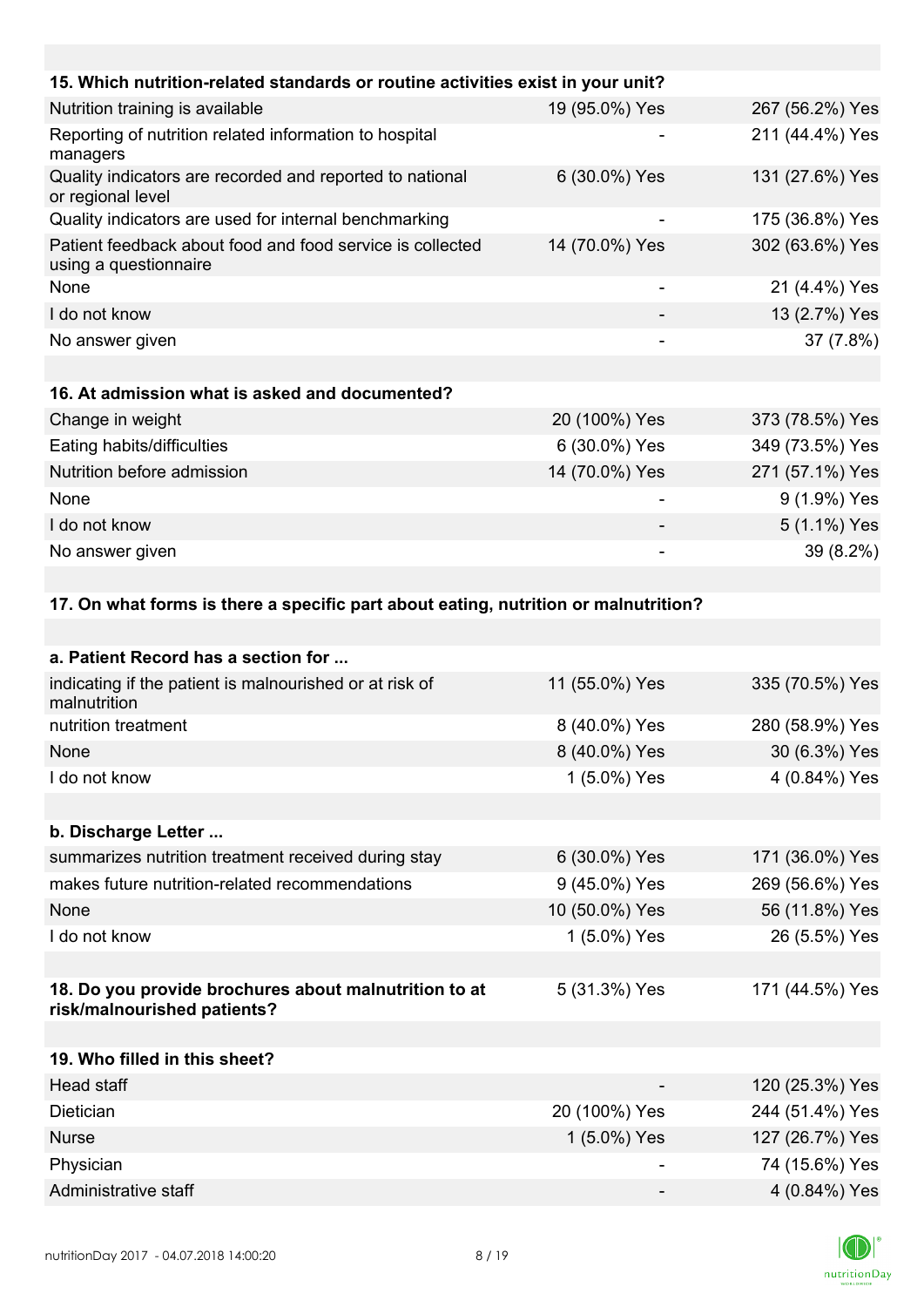| 15. Which nutrition-related standards or routine activities exist in your unit? | | |
|---|---|---|
| Nutrition training is available | 19 (95.0%) Yes | 267 (56.2%) Yes |
| Reporting of nutrition related information to hospital managers | - | 211 (44.4%) Yes |
| Quality indicators are recorded and reported to national or regional level | 6 (30.0%) Yes | 131 (27.6%) Yes |
| Quality indicators are used for internal benchmarking | - | 175 (36.8%) Yes |
| Patient feedback about food and food service is collected using a questionnaire | 14 (70.0%) Yes | 302 (63.6%) Yes |
| None | - | 21 (4.4%) Yes |
| I do not know | - | 13 (2.7%) Yes |
| No answer given | - | 37 (7.8%) |

| 16. At admission what is asked and documented? | | |
|---|---|---|
| Change in weight | 20 (100%) Yes | 373 (78.5%) Yes |
| Eating habits/difficulties | 6 (30.0%) Yes | 349 (73.5%) Yes |
| Nutrition before admission | 14 (70.0%) Yes | 271 (57.1%) Yes |
| None | - | 9 (1.9%) Yes |
| I do not know | - | 5 (1.1%) Yes |
| No answer given | - | 39 (8.2%) |

**17. On what forms is there a specific part about eating, nutrition or malnutrition?**

| a. Patient Record has a section for ... | | |
|---|---|---|
| indicating if the patient is malnourished or at risk of malnutrition | 11 (55.0%) Yes | 335 (70.5%) Yes |
| nutrition treatment | 8 (40.0%) Yes | 280 (58.9%) Yes |
| None | 8 (40.0%) Yes | 30 (6.3%) Yes |
| I do not know | 1 (5.0%) Yes | 4 (0.84%) Yes |

| b. Discharge Letter ... | | |
|---|---|---|
| summarizes nutrition treatment received during stay | 6 (30.0%) Yes | 171 (36.0%) Yes |
| makes future nutrition-related recommendations | 9 (45.0%) Yes | 269 (56.6%) Yes |
| None | 10 (50.0%) Yes | 56 (11.8%) Yes |
| I do not know | 1 (5.0%) Yes | 26 (5.5%) Yes |

| 18. Do you provide brochures about malnutrition to at risk/malnourished patients? | 5 (31.3%) Yes | 171 (44.5%) Yes |
|---|---|---|

| 19. Who filled in this sheet? | | |
|---|---|---|
| Head staff | - | 120 (25.3%) Yes |
| Dietician | 20 (100%) Yes | 244 (51.4%) Yes |
| Nurse | 1 (5.0%) Yes | 127 (26.7%) Yes |
| Physician | - | 74 (15.6%) Yes |
| Administrative staff | - | 4 (0.84%) Yes |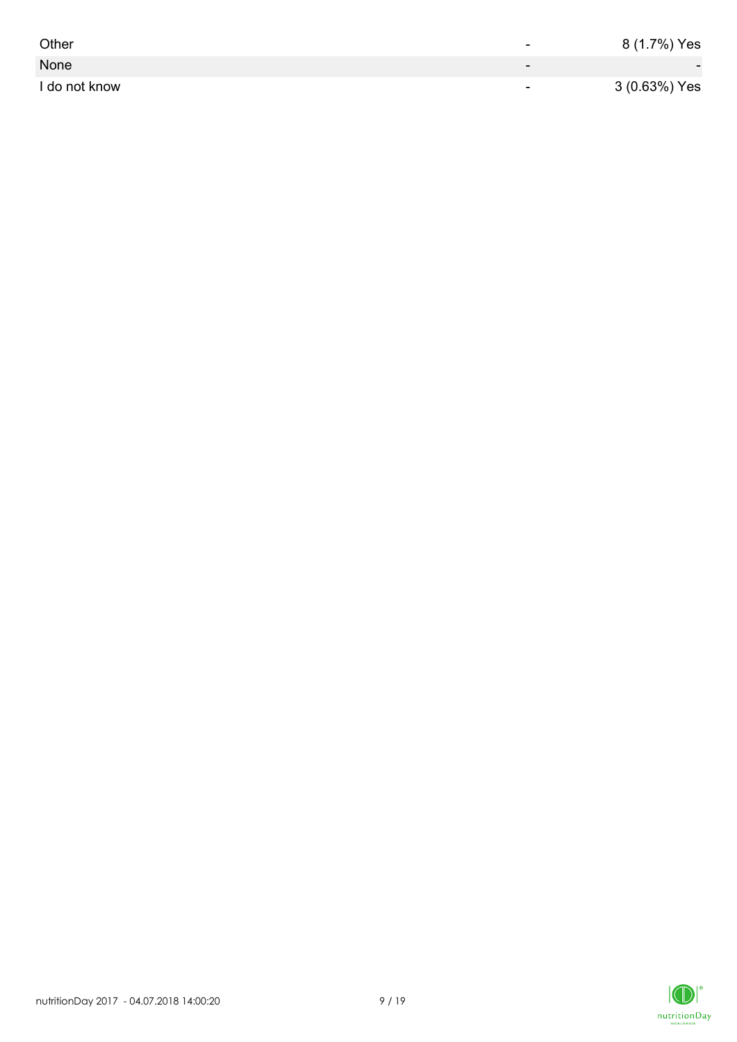| | | |
|---|---|---|
| Other | - | 8 (1.7%) Yes |
| None | - | - |
| I do not know | - | 3 (0.63%) Yes |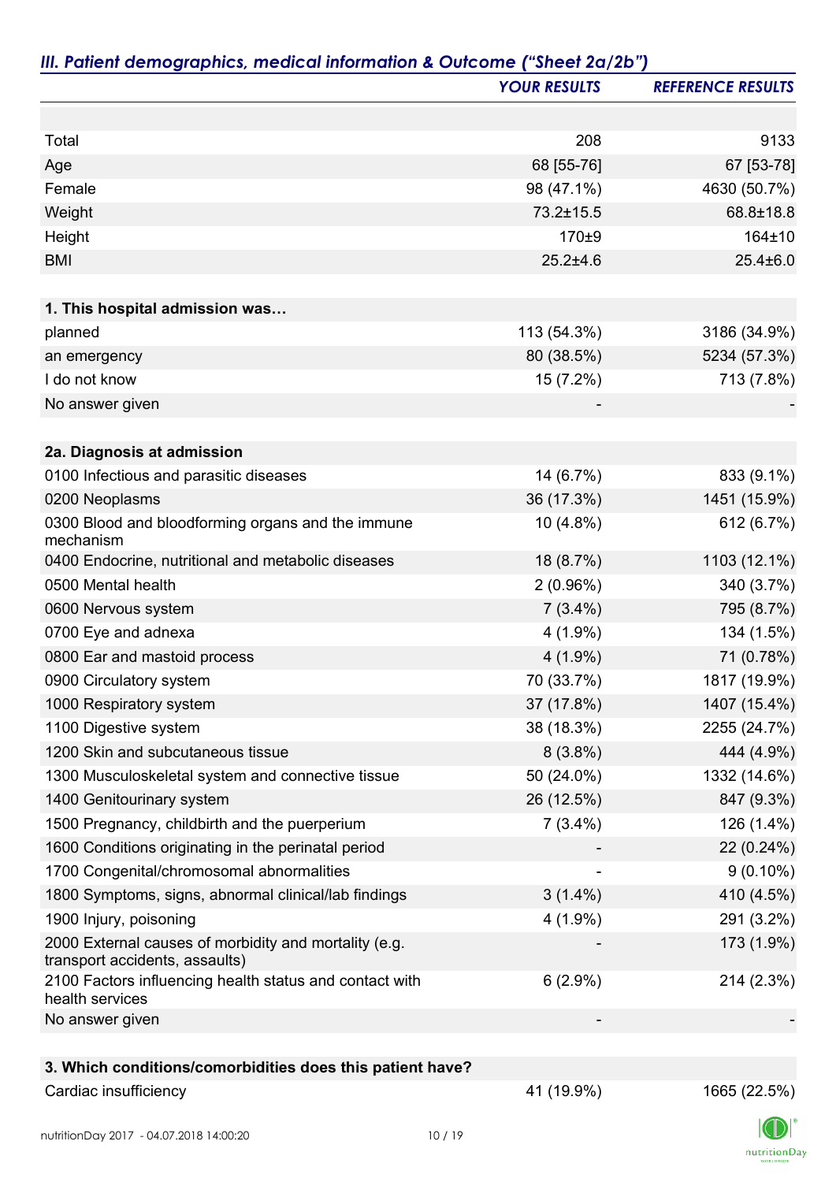## *III. Patient demographics, medical information & Outcome ("Sheet 2a/2b")*

| | YOUR RESULTS | REFERENCE RESULTS |
|---|---|---|
| | | |
| Total | 208 | 9133 |
| Age | 68 [55-76] | 67 [53-78] |
| Female | 98 (47.1%) | 4630 (50.7%) |
| Weight | 73.2±15.5 | 68.8±18.8 |
| Height | 170±9 | 164±10 |
| BMI | 25.2±4.6 | 25.4±6.0 |
| | | |
| **1. This hospital admission was…** | | |
| planned | 113 (54.3%) | 3186 (34.9%) |
| an emergency | 80 (38.5%) | 5234 (57.3%) |
| I do not know | 15 (7.2%) | 713 (7.8%) |
| No answer given | - | - |
| | | |
| **2a. Diagnosis at admission** | | |
| 0100 Infectious and parasitic diseases | 14 (6.7%) | 833 (9.1%) |
| 0200 Neoplasms | 36 (17.3%) | 1451 (15.9%) |
| 0300 Blood and bloodforming organs and the immune mechanism | 10 (4.8%) | 612 (6.7%) |
| 0400 Endocrine, nutritional and metabolic diseases | 18 (8.7%) | 1103 (12.1%) |
| 0500 Mental health | 2 (0.96%) | 340 (3.7%) |
| 0600 Nervous system | 7 (3.4%) | 795 (8.7%) |
| 0700 Eye and adnexa | 4 (1.9%) | 134 (1.5%) |
| 0800 Ear and mastoid process | 4 (1.9%) | 71 (0.78%) |
| 0900 Circulatory system | 70 (33.7%) | 1817 (19.9%) |
| 1000 Respiratory system | 37 (17.8%) | 1407 (15.4%) |
| 1100 Digestive system | 38 (18.3%) | 2255 (24.7%) |
| 1200 Skin and subcutaneous tissue | 8 (3.8%) | 444 (4.9%) |
| 1300 Musculoskeletal system and connective tissue | 50 (24.0%) | 1332 (14.6%) |
| 1400 Genitourinary system | 26 (12.5%) | 847 (9.3%) |
| 1500 Pregnancy, childbirth and the puerperium | 7 (3.4%) | 126 (1.4%) |
| 1600 Conditions originating in the perinatal period | - | 22 (0.24%) |
| 1700 Congenital/chromosomal abnormalities | - | 9 (0.10%) |
| 1800 Symptoms, signs, abnormal clinical/lab findings | 3 (1.4%) | 410 (4.5%) |
| 1900 Injury, poisoning | 4 (1.9%) | 291 (3.2%) |
| 2000 External causes of morbidity and mortality (e.g. transport accidents, assaults) | - | 173 (1.9%) |
| 2100 Factors influencing health status and contact with health services | 6 (2.9%) | 214 (2.3%) |
| No answer given | - | - |
| | | |
| **3. Which conditions/comorbidities does this patient have?** | | |
| Cardiac insufficiency | 41 (19.9%) | 1665 (22.5%) |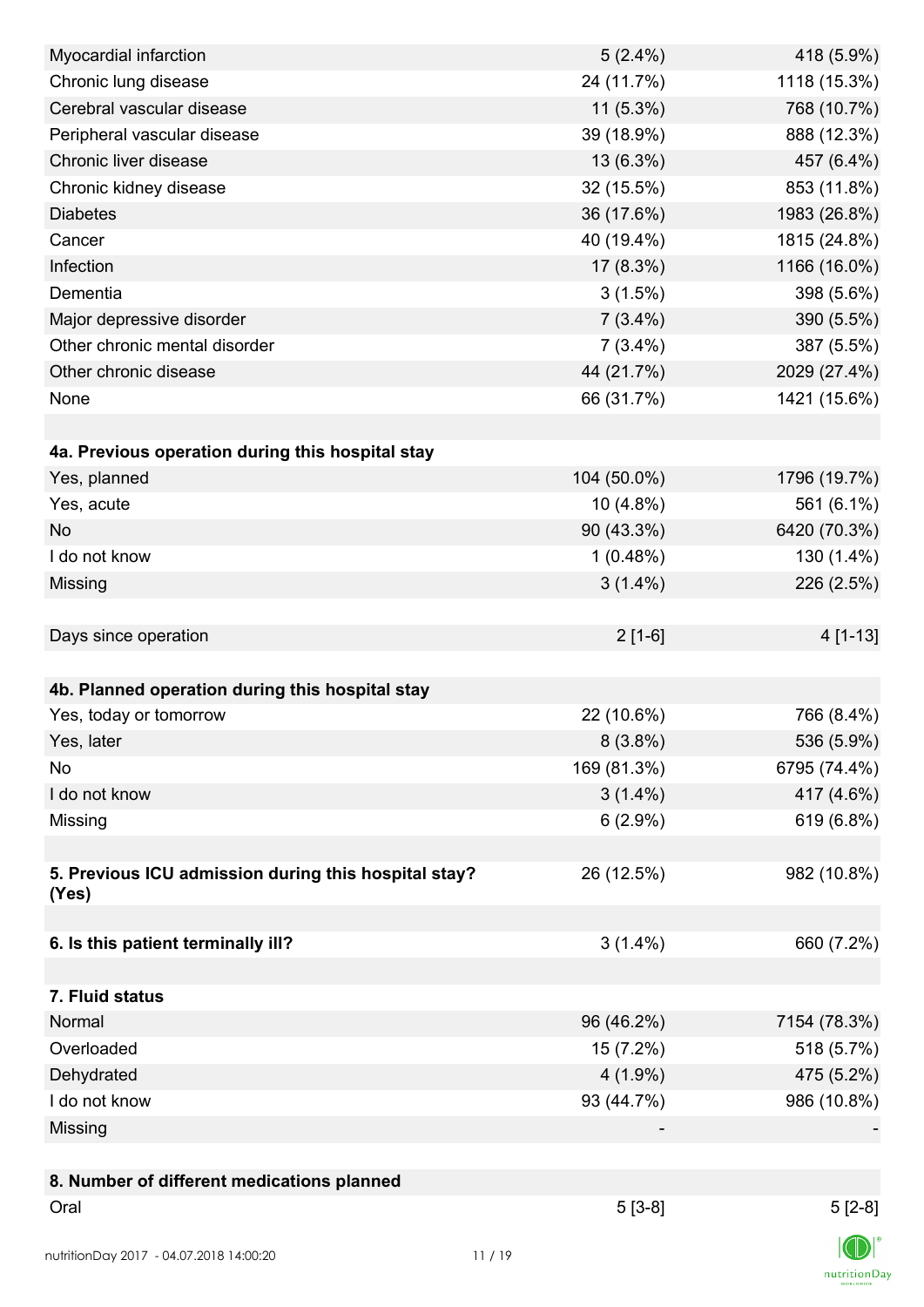| | | |
|---|---:|---:|
| Myocardial infarction | 5 (2.4%) | 418 (5.9%) |
| Chronic lung disease | 24 (11.7%) | 1118 (15.3%) |
| Cerebral vascular disease | 11 (5.3%) | 768 (10.7%) |
| Peripheral vascular disease | 39 (18.9%) | 888 (12.3%) |
| Chronic liver disease | 13 (6.3%) | 457 (6.4%) |
| Chronic kidney disease | 32 (15.5%) | 853 (11.8%) |
| Diabetes | 36 (17.6%) | 1983 (26.8%) |
| Cancer | 40 (19.4%) | 1815 (24.8%) |
| Infection | 17 (8.3%) | 1166 (16.0%) |
| Dementia | 3 (1.5%) | 398 (5.6%) |
| Major depressive disorder | 7 (3.4%) | 390 (5.5%) |
| Other chronic mental disorder | 7 (3.4%) | 387 (5.5%) |
| Other chronic disease | 44 (21.7%) | 2029 (27.4%) |
| None | 66 (31.7%) | 1421 (15.6%) |
| | | |
| **4a. Previous operation during this hospital stay** | | |
| Yes, planned | 104 (50.0%) | 1796 (19.7%) |
| Yes, acute | 10 (4.8%) | 561 (6.1%) |
| No | 90 (43.3%) | 6420 (70.3%) |
| I do not know | 1 (0.48%) | 130 (1.4%) |
| Missing | 3 (1.4%) | 226 (2.5%) |
| | | |
| Days since operation | 2 [1-6] | 4 [1-13] |
| | | |
| **4b. Planned operation during this hospital stay** | | |
| Yes, today or tomorrow | 22 (10.6%) | 766 (8.4%) |
| Yes, later | 8 (3.8%) | 536 (5.9%) |
| No | 169 (81.3%) | 6795 (74.4%) |
| I do not know | 3 (1.4%) | 417 (4.6%) |
| Missing | 6 (2.9%) | 619 (6.8%) |
| | | |
| **5. Previous ICU admission during this hospital stay? (Yes)** | 26 (12.5%) | 982 (10.8%) |
| | | |
| **6. Is this patient terminally ill?** | 3 (1.4%) | 660 (7.2%) |
| | | |
| **7. Fluid status** | | |
| Normal | 96 (46.2%) | 7154 (78.3%) |
| Overloaded | 15 (7.2%) | 518 (5.7%) |
| Dehydrated | 4 (1.9%) | 475 (5.2%) |
| I do not know | 93 (44.7%) | 986 (10.8%) |
| Missing | - | - |
| | | |
| **8. Number of different medications planned** | | |
| Oral | 5 [3-8] | 5 [2-8] |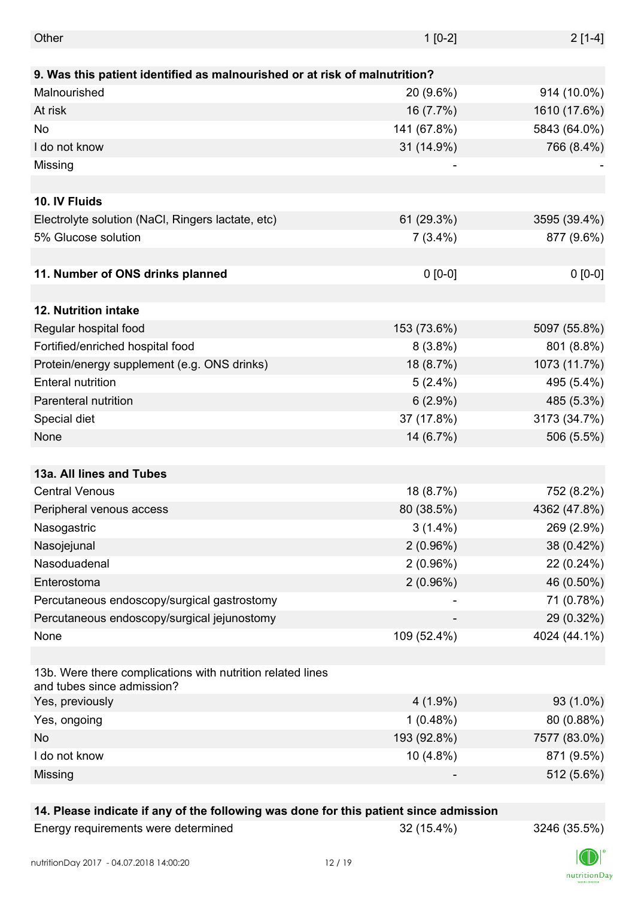| | | |
|---|---|---|
| Other | 1 [0-2] | 2 [1-4] |
| | | |
| **9. Was this patient identified as malnourished or at risk of malnutrition?** | | |
| Malnourished | 20 (9.6%) | 914 (10.0%) |
| At risk | 16 (7.7%) | 1610 (17.6%) |
| No | 141 (67.8%) | 5843 (64.0%) |
| I do not know | 31 (14.9%) | 766 (8.4%) |
| Missing | - | - |
| | | |
| **10. IV Fluids** | | |
| Electrolyte solution (NaCl, Ringers lactate, etc) | 61 (29.3%) | 3595 (39.4%) |
| 5% Glucose solution | 7 (3.4%) | 877 (9.6%) |
| | | |
| **11. Number of ONS drinks planned** | 0 [0-0] | 0 [0-0] |
| | | |
| **12. Nutrition intake** | | |
| Regular hospital food | 153 (73.6%) | 5097 (55.8%) |
| Fortified/enriched hospital food | 8 (3.8%) | 801 (8.8%) |
| Protein/energy supplement (e.g. ONS drinks) | 18 (8.7%) | 1073 (11.7%) |
| Enteral nutrition | 5 (2.4%) | 495 (5.4%) |
| Parenteral nutrition | 6 (2.9%) | 485 (5.3%) |
| Special diet | 37 (17.8%) | 3173 (34.7%) |
| None | 14 (6.7%) | 506 (5.5%) |
| | | |
| **13a. All lines and Tubes** | | |
| Central Venous | 18 (8.7%) | 752 (8.2%) |
| Peripheral venous access | 80 (38.5%) | 4362 (47.8%) |
| Nasogastric | 3 (1.4%) | 269 (2.9%) |
| Nasojejunal | 2 (0.96%) | 38 (0.42%) |
| Nasoduadenal | 2 (0.96%) | 22 (0.24%) |
| Enterostoma | 2 (0.96%) | 46 (0.50%) |
| Percutaneous endoscopy/surgical gastrostomy | - | 71 (0.78%) |
| Percutaneous endoscopy/surgical jejunostomy | - | 29 (0.32%) |
| None | 109 (52.4%) | 4024 (44.1%) |
| | | |
| 13b. Were there complications with nutrition related lines and tubes since admission? | | |
| Yes, previously | 4 (1.9%) | 93 (1.0%) |
| Yes, ongoing | 1 (0.48%) | 80 (0.88%) |
| No | 193 (92.8%) | 7577 (83.0%) |
| I do not know | 10 (4.8%) | 871 (9.5%) |
| Missing | - | 512 (5.6%) |
| | | |
| **14. Please indicate if any of the following was done for this patient since admission** | | |
| Energy requirements were determined | 32 (15.4%) | 3246 (35.5%) |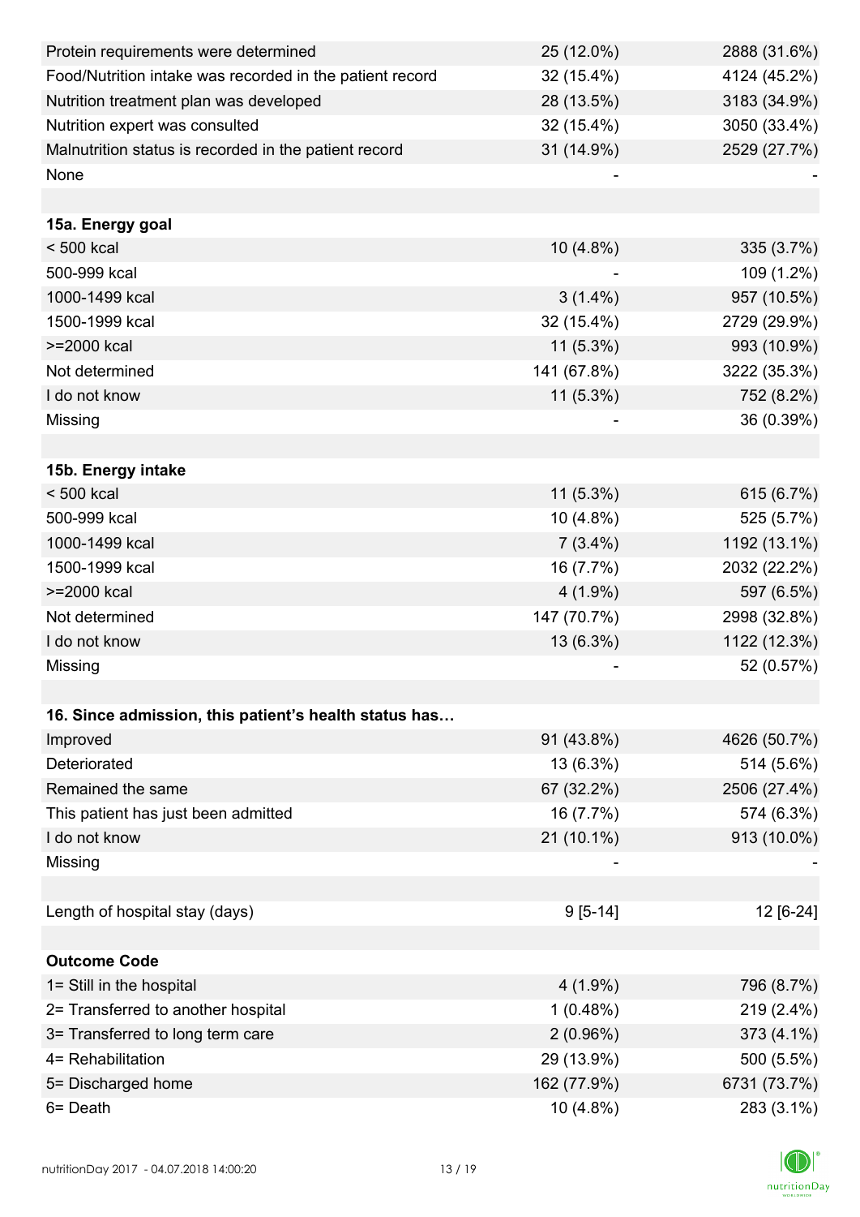| | | |
|---|---|---|
| Protein requirements were determined | 25 (12.0%) | 2888 (31.6%) |
| Food/Nutrition intake was recorded in the patient record | 32 (15.4%) | 4124 (45.2%) |
| Nutrition treatment plan was developed | 28 (13.5%) | 3183 (34.9%) |
| Nutrition expert was consulted | 32 (15.4%) | 3050 (33.4%) |
| Malnutrition status is recorded in the patient record | 31 (14.9%) | 2529 (27.7%) |
| None | - | - |
| | | |
| **15a. Energy goal** | | |
| < 500 kcal | 10 (4.8%) | 335 (3.7%) |
| 500-999 kcal | - | 109 (1.2%) |
| 1000-1499 kcal | 3 (1.4%) | 957 (10.5%) |
| 1500-1999 kcal | 32 (15.4%) | 2729 (29.9%) |
| >=2000 kcal | 11 (5.3%) | 993 (10.9%) |
| Not determined | 141 (67.8%) | 3222 (35.3%) |
| I do not know | 11 (5.3%) | 752 (8.2%) |
| Missing | - | 36 (0.39%) |
| | | |
| **15b. Energy intake** | | |
| < 500 kcal | 11 (5.3%) | 615 (6.7%) |
| 500-999 kcal | 10 (4.8%) | 525 (5.7%) |
| 1000-1499 kcal | 7 (3.4%) | 1192 (13.1%) |
| 1500-1999 kcal | 16 (7.7%) | 2032 (22.2%) |
| >=2000 kcal | 4 (1.9%) | 597 (6.5%) |
| Not determined | 147 (70.7%) | 2998 (32.8%) |
| I do not know | 13 (6.3%) | 1122 (12.3%) |
| Missing | - | 52 (0.57%) |
| | | |
| **16. Since admission, this patient's health status has…** | | |
| Improved | 91 (43.8%) | 4626 (50.7%) |
| Deteriorated | 13 (6.3%) | 514 (5.6%) |
| Remained the same | 67 (32.2%) | 2506 (27.4%) |
| This patient has just been admitted | 16 (7.7%) | 574 (6.3%) |
| I do not know | 21 (10.1%) | 913 (10.0%) |
| Missing | - | - |
| | | |
| Length of hospital stay (days) | 9 [5-14] | 12 [6-24] |
| | | |
| **Outcome Code** | | |
| 1= Still in the hospital | 4 (1.9%) | 796 (8.7%) |
| 2= Transferred to another hospital | 1 (0.48%) | 219 (2.4%) |
| 3= Transferred to long term care | 2 (0.96%) | 373 (4.1%) |
| 4= Rehabilitation | 29 (13.9%) | 500 (5.5%) |
| 5= Discharged home | 162 (77.9%) | 6731 (73.7%) |
| 6= Death | 10 (4.8%) | 283 (3.1%) |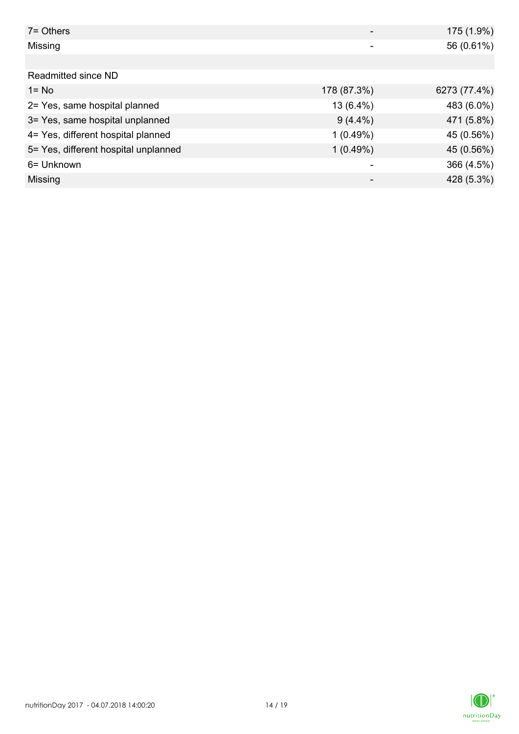| | | |
|---|---|---|
| 7= Others | - | 175 (1.9%) |
| Missing | - | 56 (0.61%) |
| | | |
| Readmitted since ND | | |
| 1= No | 178 (87.3%) | 6273 (77.4%) |
| 2= Yes, same hospital planned | 13 (6.4%) | 483 (6.0%) |
| 3= Yes, same hospital unplanned | 9 (4.4%) | 471 (5.8%) |
| 4= Yes, different hospital planned | 1 (0.49%) | 45 (0.56%) |
| 5= Yes, different hospital unplanned | 1 (0.49%) | 45 (0.56%) |
| 6= Unknown | - | 366 (4.5%) |
| Missing | - | 428 (5.3%) |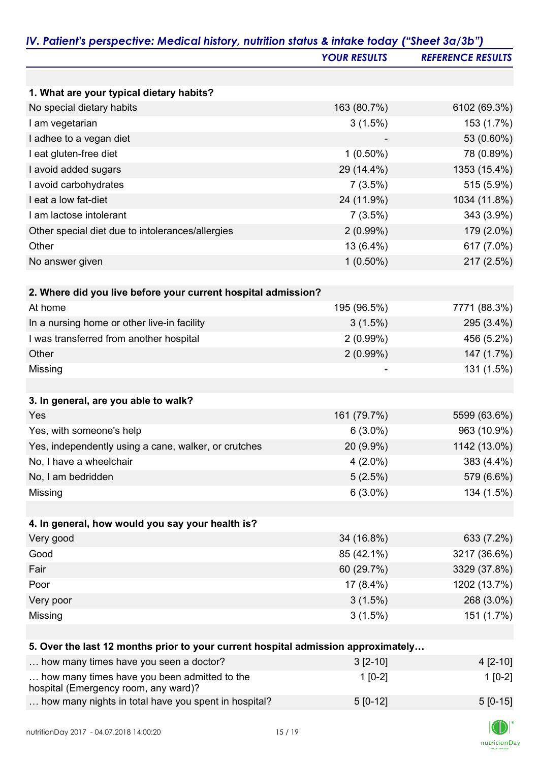## IV. Patient's perspective: Medical history, nutrition status & intake today ("Sheet 3a/3b")

| | YOUR RESULTS | REFERENCE RESULTS |
|---|---|---|
| **1. What are your typical dietary habits?** | | |
| No special dietary habits | 163 (80.7%) | 6102 (69.3%) |
| I am vegetarian | 3 (1.5%) | 153 (1.7%) |
| I adhee to a vegan diet | - | 53 (0.60%) |
| I eat gluten-free diet | 1 (0.50%) | 78 (0.89%) |
| I avoid added sugars | 29 (14.4%) | 1353 (15.4%) |
| I avoid carbohydrates | 7 (3.5%) | 515 (5.9%) |
| I eat a low fat-diet | 24 (11.9%) | 1034 (11.8%) |
| I am lactose intolerant | 7 (3.5%) | 343 (3.9%) |
| Other special diet due to intolerances/allergies | 2 (0.99%) | 179 (2.0%) |
| Other | 13 (6.4%) | 617 (7.0%) |
| No answer given | 1 (0.50%) | 217 (2.5%) |
| **2. Where did you live before your current hospital admission?** | | |
| At home | 195 (96.5%) | 7771 (88.3%) |
| In a nursing home or other live-in facility | 3 (1.5%) | 295 (3.4%) |
| I was transferred from another hospital | 2 (0.99%) | 456 (5.2%) |
| Other | 2 (0.99%) | 147 (1.7%) |
| Missing | - | 131 (1.5%) |
| **3. In general, are you able to walk?** | | |
| Yes | 161 (79.7%) | 5599 (63.6%) |
| Yes, with someone's help | 6 (3.0%) | 963 (10.9%) |
| Yes, independently using a cane, walker, or crutches | 20 (9.9%) | 1142 (13.0%) |
| No, I have a wheelchair | 4 (2.0%) | 383 (4.4%) |
| No, I am bedridden | 5 (2.5%) | 579 (6.6%) |
| Missing | 6 (3.0%) | 134 (1.5%) |
| **4. In general, how would you say your health is?** | | |
| Very good | 34 (16.8%) | 633 (7.2%) |
| Good | 85 (42.1%) | 3217 (36.6%) |
| Fair | 60 (29.7%) | 3329 (37.8%) |
| Poor | 17 (8.4%) | 1202 (13.7%) |
| Very poor | 3 (1.5%) | 268 (3.0%) |
| Missing | 3 (1.5%) | 151 (1.7%) |
| **5. Over the last 12 months prior to your current hospital admission approximately…** | | |
| … how many times have you seen a doctor? | 3 [2-10] | 4 [2-10] |
| … how many times have you been admitted to the hospital (Emergency room, any ward)? | 1 [0-2] | 1 [0-2] |
| … how many nights in total have you spent in hospital? | 5 [0-12] | 5 [0-15] |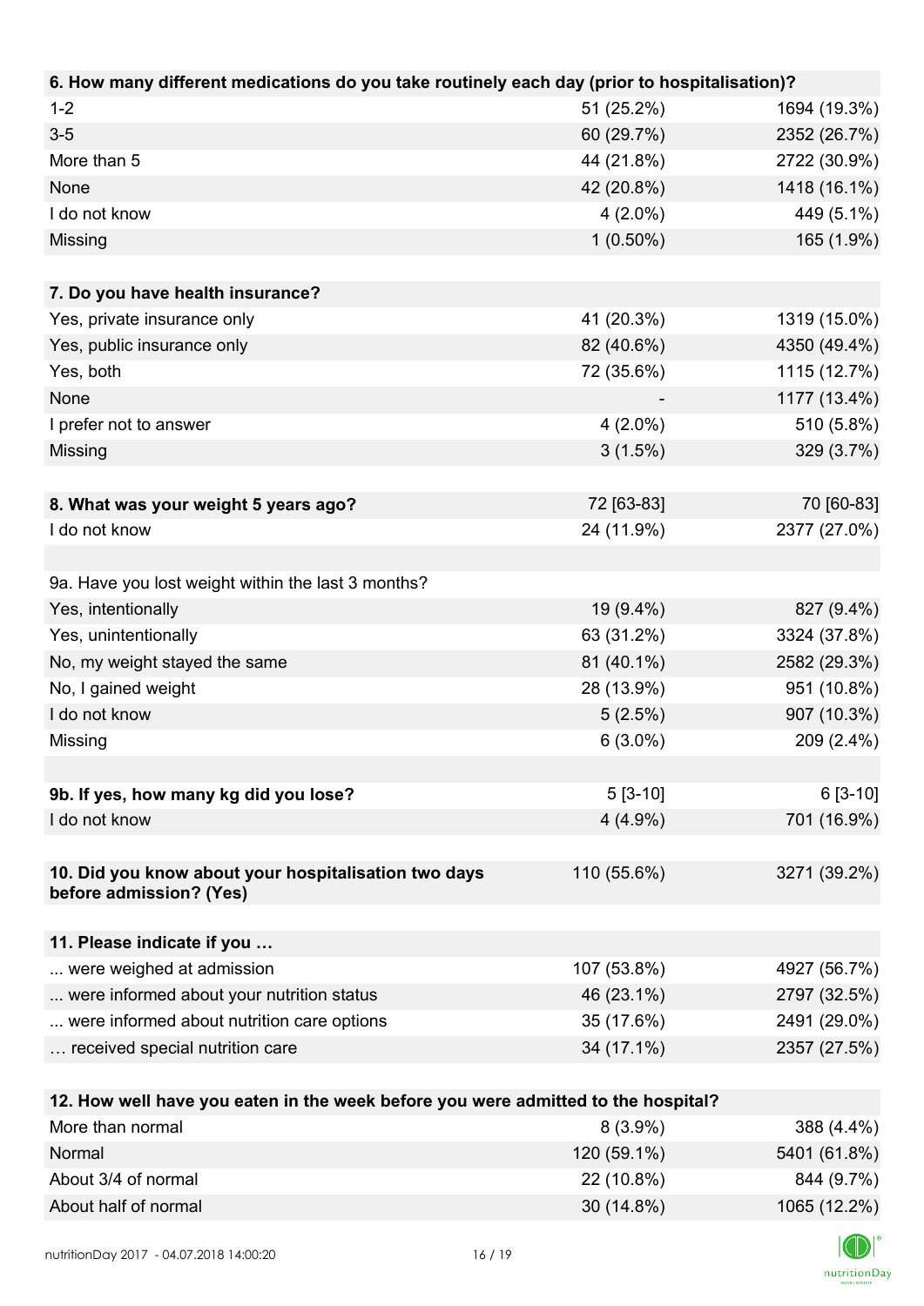| 6. How many different medications do you take routinely each day (prior to hospitalisation)? | | |
|---|---|---|
| 1-2 | 51 (25.2%) | 1694 (19.3%) |
| 3-5 | 60 (29.7%) | 2352 (26.7%) |
| More than 5 | 44 (21.8%) | 2722 (30.9%) |
| None | 42 (20.8%) | 1418 (16.1%) |
| I do not know | 4 (2.0%) | 449 (5.1%) |
| Missing | 1 (0.50%) | 165 (1.9%) |

| 7. Do you have health insurance? | | |
|---|---|---|
| Yes, private insurance only | 41 (20.3%) | 1319 (15.0%) |
| Yes, public insurance only | 82 (40.6%) | 4350 (49.4%) |
| Yes, both | 72 (35.6%) | 1115 (12.7%) |
| None | - | 1177 (13.4%) |
| I prefer not to answer | 4 (2.0%) | 510 (5.8%) |
| Missing | 3 (1.5%) | 329 (3.7%) |

| 8. What was your weight 5 years ago? | 72 [63-83] | 70 [60-83] |
|---|---|---|
| I do not know | 24 (11.9%) | 2377 (27.0%) |

| 9a. Have you lost weight within the last 3 months? | | |
|---|---|---|
| Yes, intentionally | 19 (9.4%) | 827 (9.4%) |
| Yes, unintentionally | 63 (31.2%) | 3324 (37.8%) |
| No, my weight stayed the same | 81 (40.1%) | 2582 (29.3%) |
| No, I gained weight | 28 (13.9%) | 951 (10.8%) |
| I do not know | 5 (2.5%) | 907 (10.3%) |
| Missing | 6 (3.0%) | 209 (2.4%) |

| 9b. If yes, how many kg did you lose? | 5 [3-10] | 6 [3-10] |
|---|---|---|
| I do not know | 4 (4.9%) | 701 (16.9%) |

| 10. Did you know about your hospitalisation two days before admission? (Yes) | 110 (55.6%) | 3271 (39.2%) |
|---|---|---|

| 11. Please indicate if you … | | |
|---|---|---|
| ... were weighed at admission | 107 (53.8%) | 4927 (56.7%) |
| ... were informed about your nutrition status | 46 (23.1%) | 2797 (32.5%) |
| ... were informed about nutrition care options | 35 (17.6%) | 2491 (29.0%) |
| … received special nutrition care | 34 (17.1%) | 2357 (27.5%) |

| 12. How well have you eaten in the week before you were admitted to the hospital? | | |
|---|---|---|
| More than normal | 8 (3.9%) | 388 (4.4%) |
| Normal | 120 (59.1%) | 5401 (61.8%) |
| About 3/4 of normal | 22 (10.8%) | 844 (9.7%) |
| About half of normal | 30 (14.8%) | 1065 (12.2%) |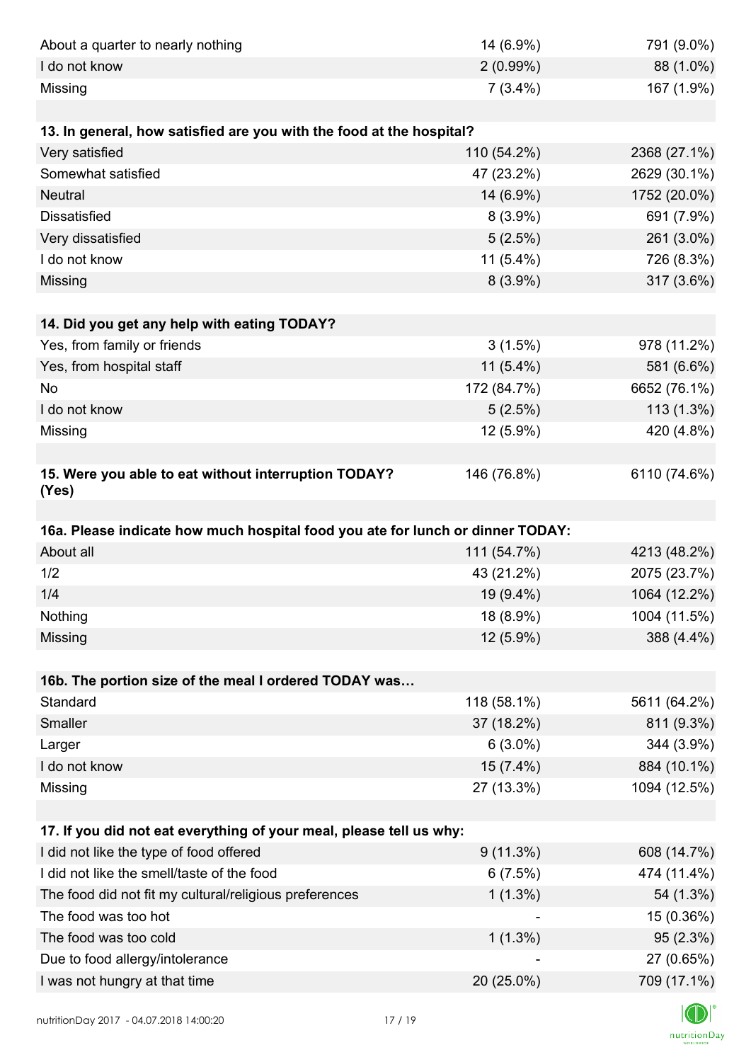| | | |
|---|---|---|
| About a quarter to nearly nothing | 14 (6.9%) | 791 (9.0%) |
| I do not know | 2 (0.99%) | 88 (1.0%) |
| Missing | 7 (3.4%) | 167 (1.9%) |

| **13. In general, how satisfied are you with the food at the hospital?** | | |
|---|---|---|
| Very satisfied | 110 (54.2%) | 2368 (27.1%) |
| Somewhat satisfied | 47 (23.2%) | 2629 (30.1%) |
| Neutral | 14 (6.9%) | 1752 (20.0%) |
| Dissatisfied | 8 (3.9%) | 691 (7.9%) |
| Very dissatisfied | 5 (2.5%) | 261 (3.0%) |
| I do not know | 11 (5.4%) | 726 (8.3%) |
| Missing | 8 (3.9%) | 317 (3.6%) |

| **14. Did you get any help with eating TODAY?** | | |
|---|---|---|
| Yes, from family or friends | 3 (1.5%) | 978 (11.2%) |
| Yes, from hospital staff | 11 (5.4%) | 581 (6.6%) |
| No | 172 (84.7%) | 6652 (76.1%) |
| I do not know | 5 (2.5%) | 113 (1.3%) |
| Missing | 12 (5.9%) | 420 (4.8%) |

| **15. Were you able to eat without interruption TODAY? (Yes)** | 146 (76.8%) | 6110 (74.6%) |
|---|---|---|

| **16a. Please indicate how much hospital food you ate for lunch or dinner TODAY:** | | |
|---|---|---|
| About all | 111 (54.7%) | 4213 (48.2%) |
| 1/2 | 43 (21.2%) | 2075 (23.7%) |
| 1/4 | 19 (9.4%) | 1064 (12.2%) |
| Nothing | 18 (8.9%) | 1004 (11.5%) |
| Missing | 12 (5.9%) | 388 (4.4%) |

| **16b. The portion size of the meal I ordered TODAY was…** | | |
|---|---|---|
| Standard | 118 (58.1%) | 5611 (64.2%) |
| Smaller | 37 (18.2%) | 811 (9.3%) |
| Larger | 6 (3.0%) | 344 (3.9%) |
| I do not know | 15 (7.4%) | 884 (10.1%) |
| Missing | 27 (13.3%) | 1094 (12.5%) |

| **17. If you did not eat everything of your meal, please tell us why:** | | |
|---|---|---|
| I did not like the type of food offered | 9 (11.3%) | 608 (14.7%) |
| I did not like the smell/taste of the food | 6 (7.5%) | 474 (11.4%) |
| The food did not fit my cultural/religious preferences | 1 (1.3%) | 54 (1.3%) |
| The food was too hot | - | 15 (0.36%) |
| The food was too cold | 1 (1.3%) | 95 (2.3%) |
| Due to food allergy/intolerance | - | 27 (0.65%) |
| I was not hungry at that time | 20 (25.0%) | 709 (17.1%) |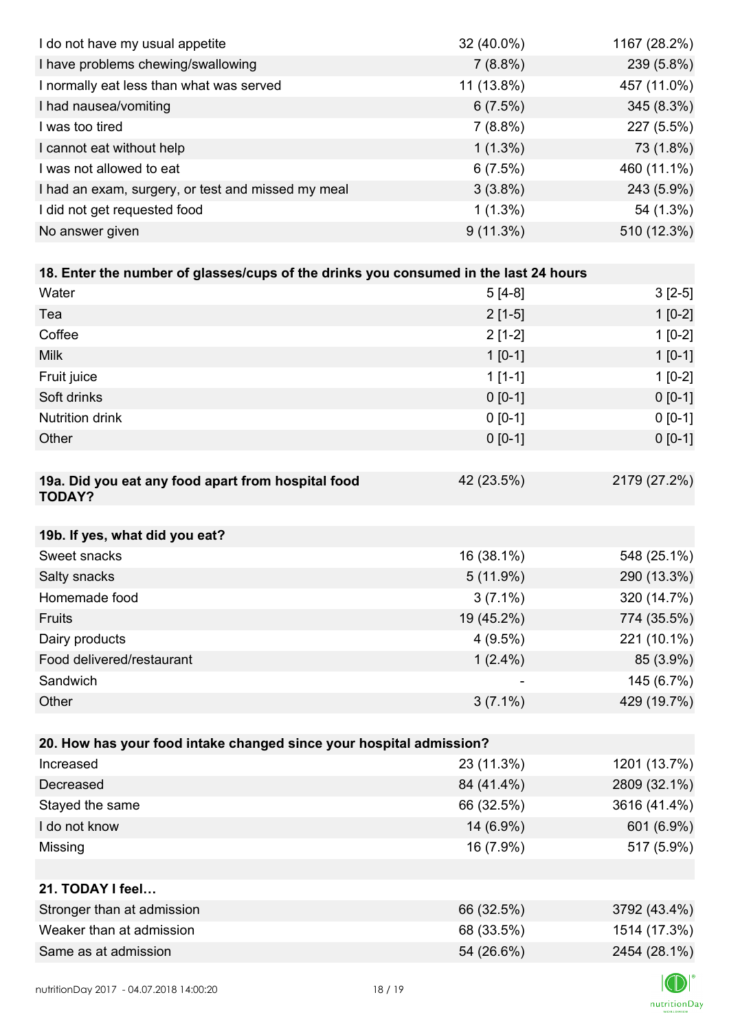| | | |
|---|---|---|
| I do not have my usual appetite | 32 (40.0%) | 1167 (28.2%) |
| I have problems chewing/swallowing | 7 (8.8%) | 239 (5.8%) |
| I normally eat less than what was served | 11 (13.8%) | 457 (11.0%) |
| I had nausea/vomiting | 6 (7.5%) | 345 (8.3%) |
| I was too tired | 7 (8.8%) | 227 (5.5%) |
| I cannot eat without help | 1 (1.3%) | 73 (1.8%) |
| I was not allowed to eat | 6 (7.5%) | 460 (11.1%) |
| I had an exam, surgery, or test and missed my meal | 3 (3.8%) | 243 (5.9%) |
| I did not get requested food | 1 (1.3%) | 54 (1.3%) |
| No answer given | 9 (11.3%) | 510 (12.3%) |

| **18. Enter the number of glasses/cups of the drinks you consumed in the last 24 hours** | | |
|---|---|---|
| Water | 5 [4-8] | 3 [2-5] |
| Tea | 2 [1-5] | 1 [0-2] |
| Coffee | 2 [1-2] | 1 [0-2] |
| Milk | 1 [0-1] | 1 [0-1] |
| Fruit juice | 1 [1-1] | 1 [0-2] |
| Soft drinks | 0 [0-1] | 0 [0-1] |
| Nutrition drink | 0 [0-1] | 0 [0-1] |
| Other | 0 [0-1] | 0 [0-1] |

| **19a. Did you eat any food apart from hospital food TODAY?** | 42 (23.5%) | 2179 (27.2%) |
|---|---|---|

| **19b. If yes, what did you eat?** | | |
|---|---|---|
| Sweet snacks | 16 (38.1%) | 548 (25.1%) |
| Salty snacks | 5 (11.9%) | 290 (13.3%) |
| Homemade food | 3 (7.1%) | 320 (14.7%) |
| Fruits | 19 (45.2%) | 774 (35.5%) |
| Dairy products | 4 (9.5%) | 221 (10.1%) |
| Food delivered/restaurant | 1 (2.4%) | 85 (3.9%) |
| Sandwich | - | 145 (6.7%) |
| Other | 3 (7.1%) | 429 (19.7%) |

| **20. How has your food intake changed since your hospital admission?** | | |
|---|---|---|
| Increased | 23 (11.3%) | 1201 (13.7%) |
| Decreased | 84 (41.4%) | 2809 (32.1%) |
| Stayed the same | 66 (32.5%) | 3616 (41.4%) |
| I do not know | 14 (6.9%) | 601 (6.9%) |
| Missing | 16 (7.9%) | 517 (5.9%) |

| **21. TODAY I feel…** | | |
|---|---|---|
| Stronger than at admission | 66 (32.5%) | 3792 (43.4%) |
| Weaker than at admission | 68 (33.5%) | 1514 (17.3%) |
| Same as at admission | 54 (26.6%) | 2454 (28.1%) |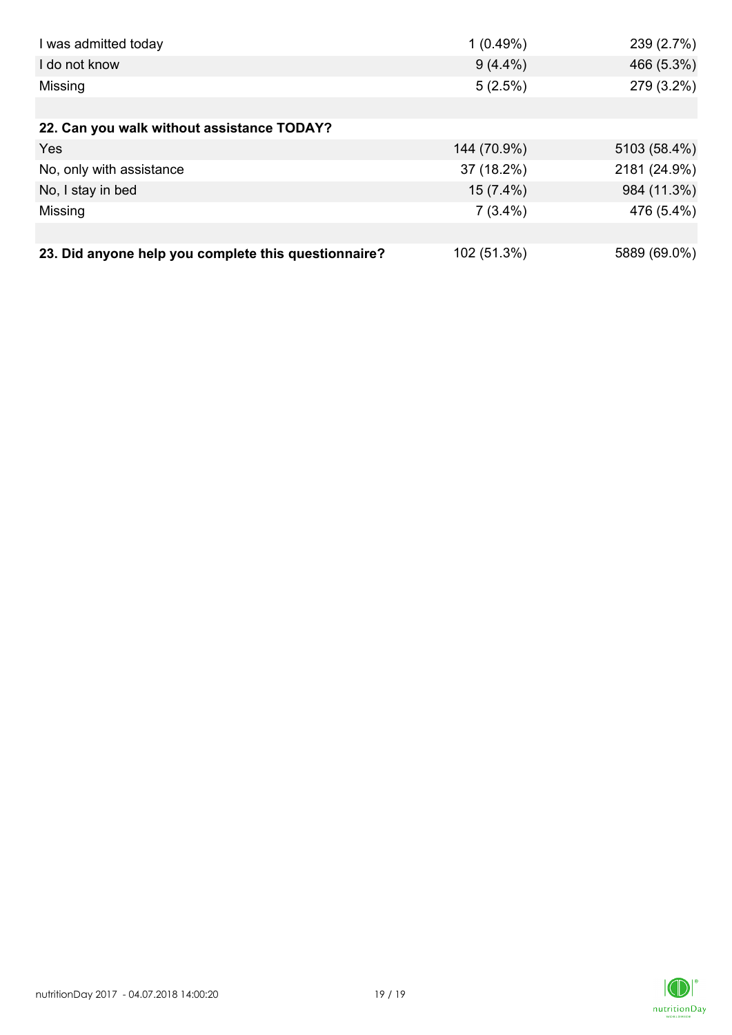| | | |
|---|---|---|
| I was admitted today | 1 (0.49%) | 239 (2.7%) |
| I do not know | 9 (4.4%) | 466 (5.3%) |
| Missing | 5 (2.5%) | 279 (3.2%) |
| | | |
| **22. Can you walk without assistance TODAY?** | | |
| Yes | 144 (70.9%) | 5103 (58.4%) |
| No, only with assistance | 37 (18.2%) | 2181 (24.9%) |
| No, I stay in bed | 15 (7.4%) | 984 (11.3%) |
| Missing | 7 (3.4%) | 476 (5.4%) |
| | | |
| **23. Did anyone help you complete this questionnaire?** | 102 (51.3%) | 5889 (69.0%) |